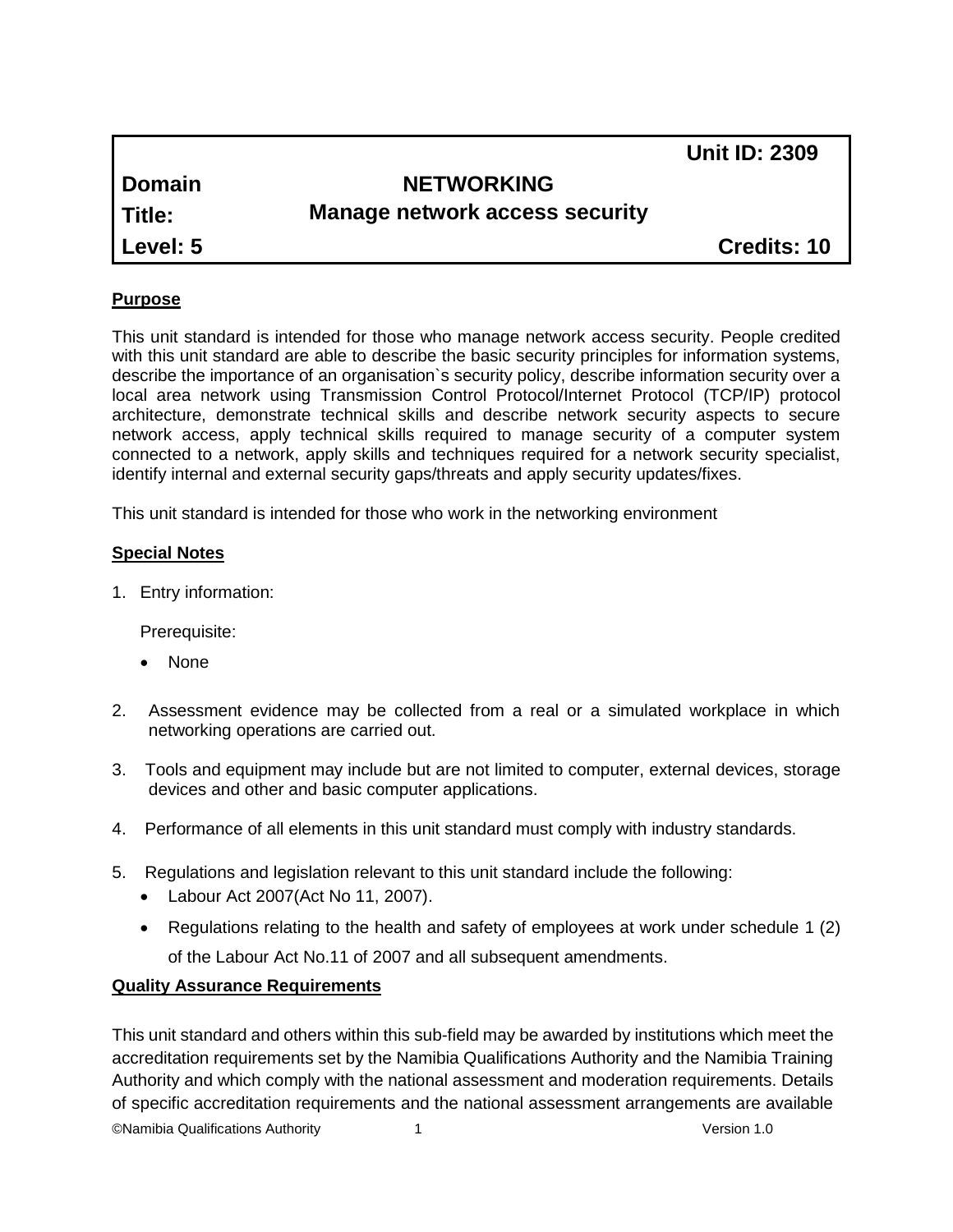| | | Unit ID: 2309 |
|---|---|---|
| **Domain** | **NETWORKING** | |
| **Title:** | **Manage network access security** | |
| **Level: 5** | | **Credits: 10** |

## Purpose

This unit standard is intended for those who manage network access security. People credited with this unit standard are able to describe the basic security principles for information systems, describe the importance of an organisation`s security policy, describe information security over a local area network using Transmission Control Protocol/Internet Protocol (TCP/IP) protocol architecture, demonstrate technical skills and describe network security aspects to secure network access, apply technical skills required to manage security of a computer system connected to a network, apply skills and techniques required for a network security specialist, identify internal and external security gaps/threats and apply security updates/fixes.

This unit standard is intended for those who work in the networking environment

## Special Notes

1. Entry information:

   Prerequisite:

   - None

2. Assessment evidence may be collected from a real or a simulated workplace in which networking operations are carried out.

3. Tools and equipment may include but are not limited to computer, external devices, storage devices and other and basic computer applications.

4. Performance of all elements in this unit standard must comply with industry standards.

5. Regulations and legislation relevant to this unit standard include the following:
   - Labour Act 2007(Act No 11, 2007).
   - Regulations relating to the health and safety of employees at work under schedule 1 (2) of the Labour Act No.11 of 2007 and all subsequent amendments.

## Quality Assurance Requirements

This unit standard and others within this sub-field may be awarded by institutions which meet the accreditation requirements set by the Namibia Qualifications Authority and the Namibia Training Authority and which comply with the national assessment and moderation requirements. Details of specific accreditation requirements and the national assessment arrangements are available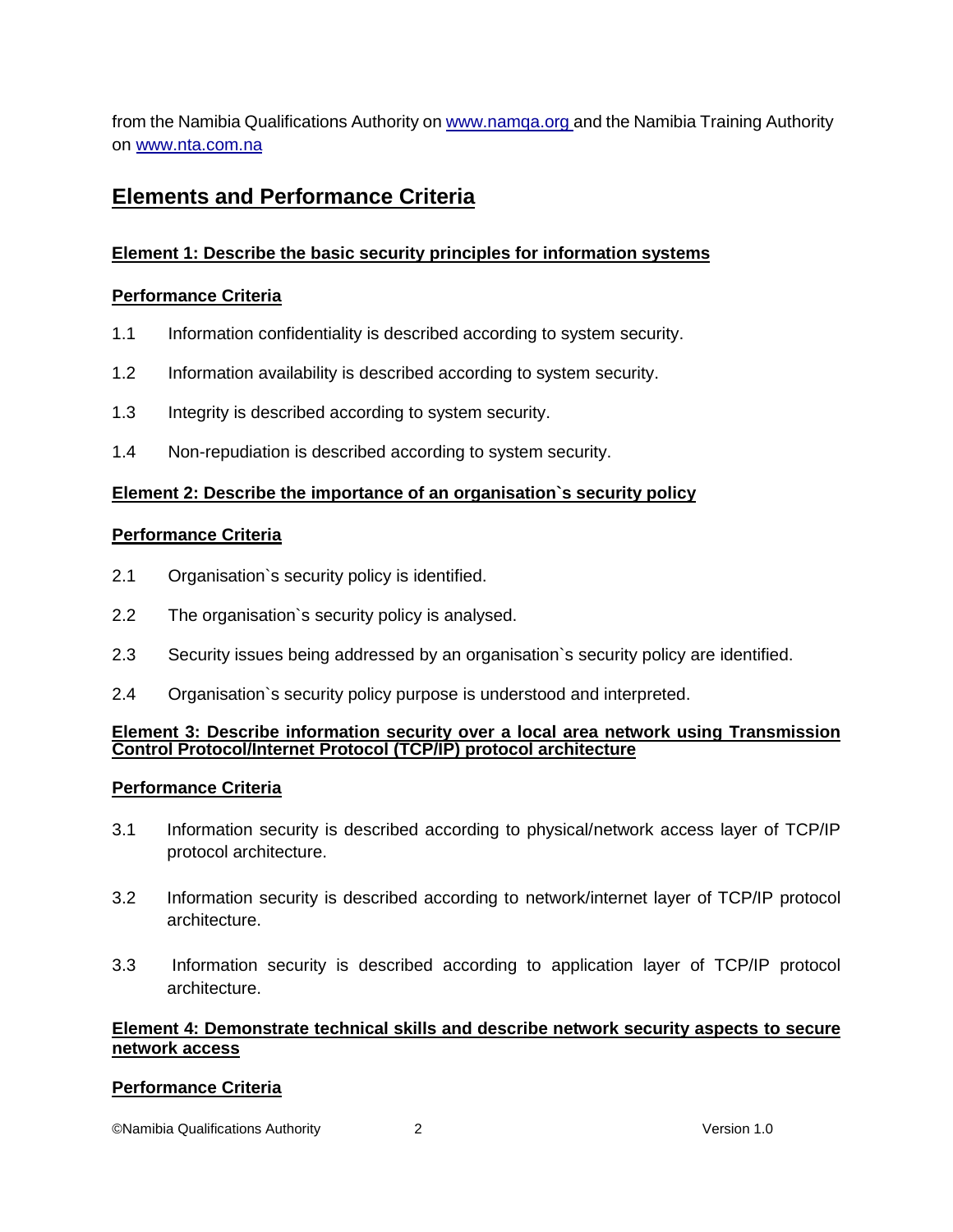from the Namibia Qualifications Authority on [www.namqa.org](http://www.namqa.org) and the Namibia Training Authority on [www.nta.com.na](http://www.nta.com.na)

## Elements and Performance Criteria

### Element 1: Describe the basic security principles for information systems

**Performance Criteria**

1.1 Information confidentiality is described according to system security.

1.2 Information availability is described according to system security.

1.3 Integrity is described according to system security.

1.4 Non-repudiation is described according to system security.

### Element 2: Describe the importance of an organisation`s security policy

**Performance Criteria**

2.1 Organisation`s security policy is identified.

2.2 The organisation`s security policy is analysed.

2.3 Security issues being addressed by an organisation`s security policy are identified.

2.4 Organisation`s security policy purpose is understood and interpreted.

### Element 3: Describe information security over a local area network using Transmission Control Protocol/Internet Protocol (TCP/IP) protocol architecture

**Performance Criteria**

3.1 Information security is described according to physical/network access layer of TCP/IP protocol architecture.

3.2 Information security is described according to network/internet layer of TCP/IP protocol architecture.

3.3 Information security is described according to application layer of TCP/IP protocol architecture.

### Element 4: Demonstrate technical skills and describe network security aspects to secure network access

**Performance Criteria**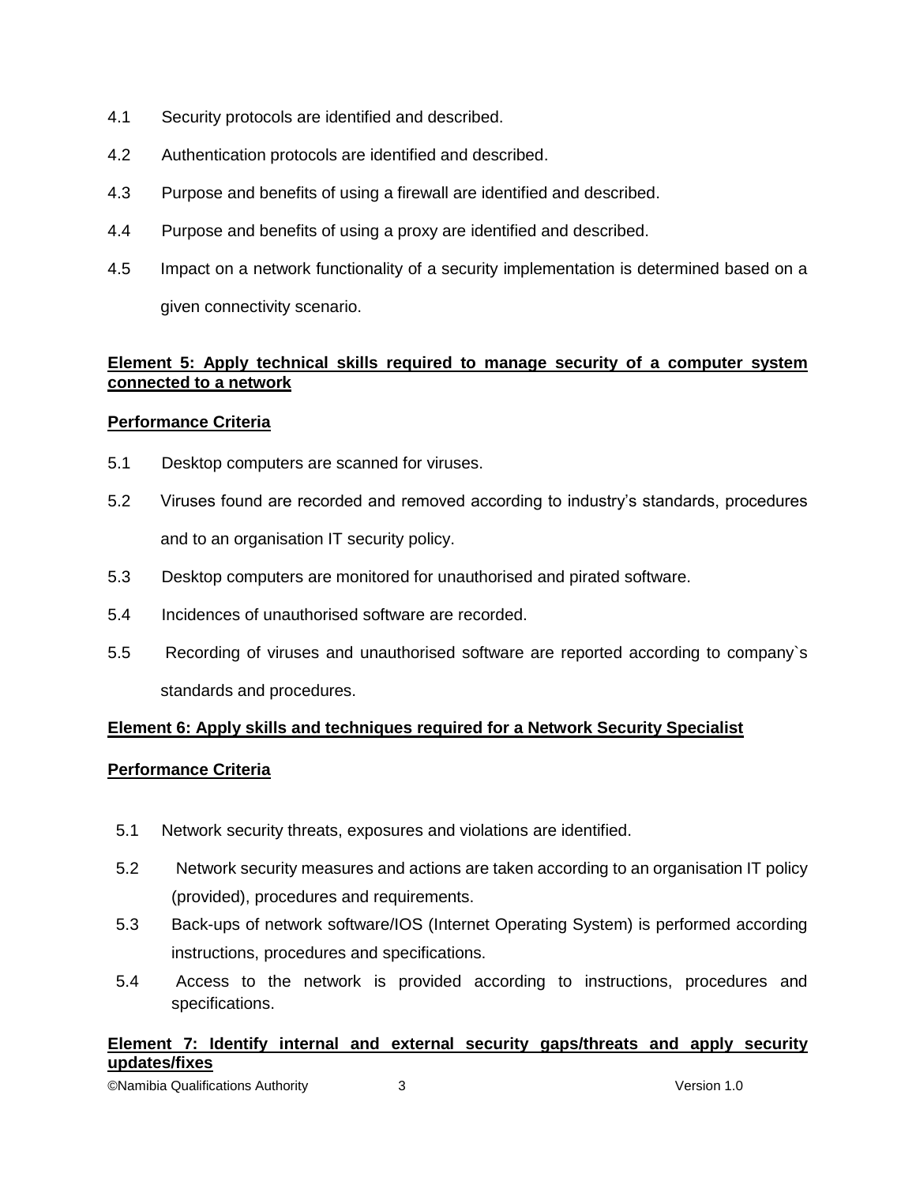4.1 Security protocols are identified and described.

4.2 Authentication protocols are identified and described.

4.3 Purpose and benefits of using a firewall are identified and described.

4.4 Purpose and benefits of using a proxy are identified and described.

4.5 Impact on a network functionality of a security implementation is determined based on a given connectivity scenario.

**Element 5: Apply technical skills required to manage security of a computer system connected to a network**

**Performance Criteria**

5.1 Desktop computers are scanned for viruses.

5.2 Viruses found are recorded and removed according to industry's standards, procedures and to an organisation IT security policy.

5.3 Desktop computers are monitored for unauthorised and pirated software.

5.4 Incidences of unauthorised software are recorded.

5.5 Recording of viruses and unauthorised software are reported according to company`s standards and procedures.

**Element 6: Apply skills and techniques required for a Network Security Specialist**

**Performance Criteria**

5.1 Network security threats, exposures and violations are identified.

5.2 Network security measures and actions are taken according to an organisation IT policy (provided), procedures and requirements.

5.3 Back-ups of network software/IOS (Internet Operating System) is performed according instructions, procedures and specifications.

5.4 Access to the network is provided according to instructions, procedures and specifications.

**Element 7: Identify internal and external security gaps/threats and apply security updates/fixes**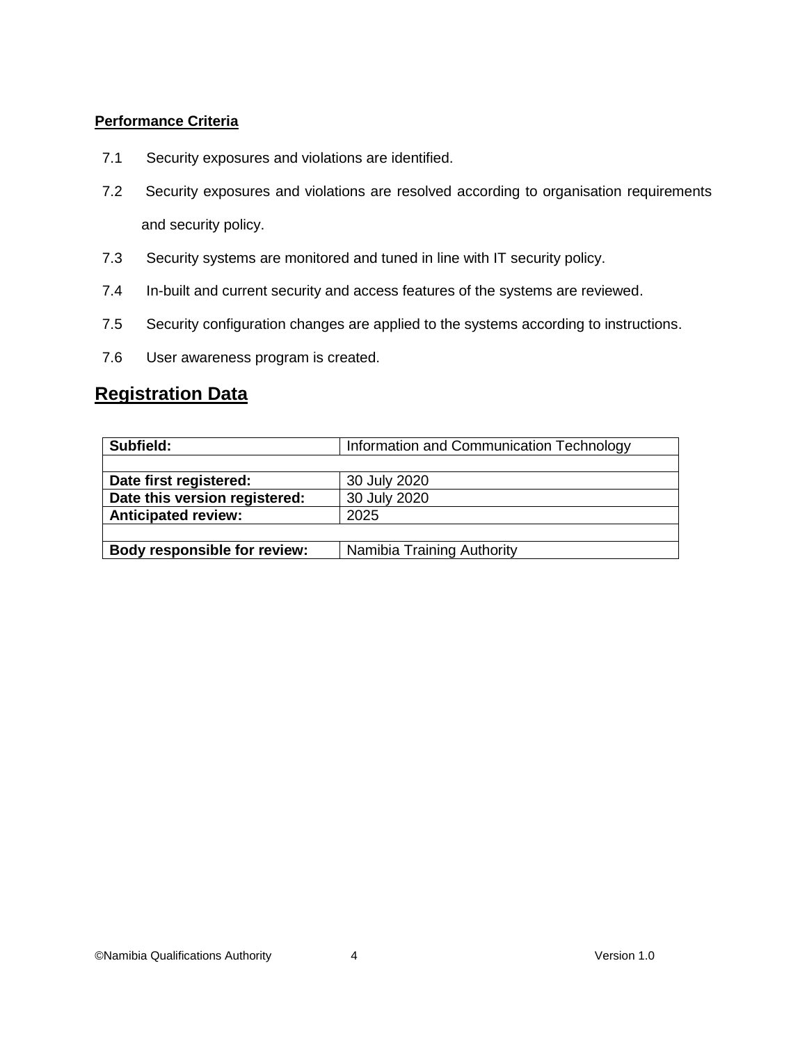**Performance Criteria**

7.1 Security exposures and violations are identified.

7.2 Security exposures and violations are resolved according to organisation requirements and security policy.

7.3 Security systems are monitored and tuned in line with IT security policy.

7.4 In-built and current security and access features of the systems are reviewed.

7.5 Security configuration changes are applied to the systems according to instructions.

7.6 User awareness program is created.

## Registration Data

| | |
|---|---|
| **Subfield:** | Information and Communication Technology |
| | |
| **Date first registered:** | 30 July 2020 |
| **Date this version registered:** | 30 July 2020 |
| **Anticipated review:** | 2025 |
| | |
| **Body responsible for review:** | Namibia Training Authority |